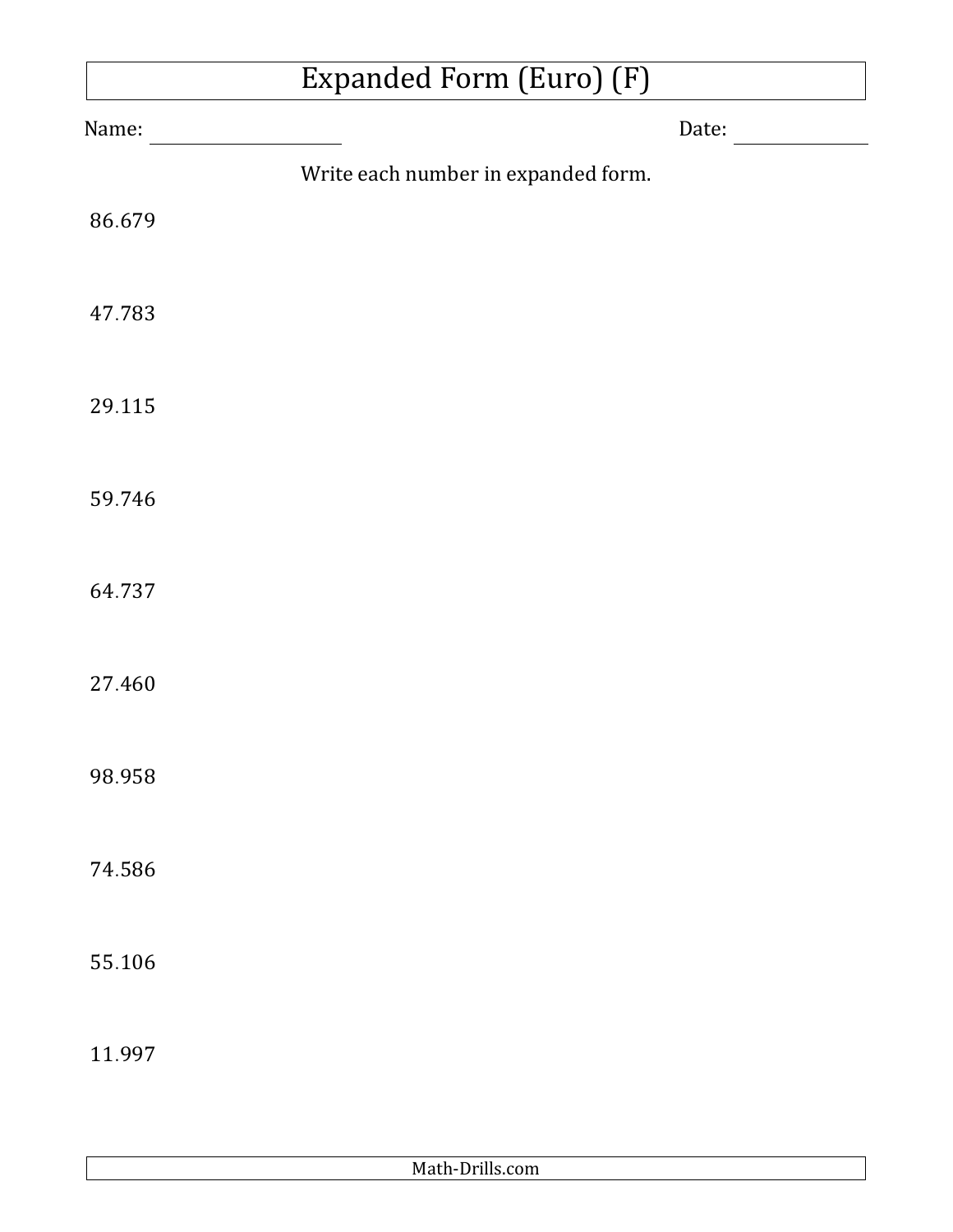# Expanded Form (Euro) (F)

Name: ________________ Date: ____________

Write each number in expanded form.

86.679

47.783

29.115

59.746

64.737

27.460

98.958

74.586

55.106

11.997

Math-Drills.com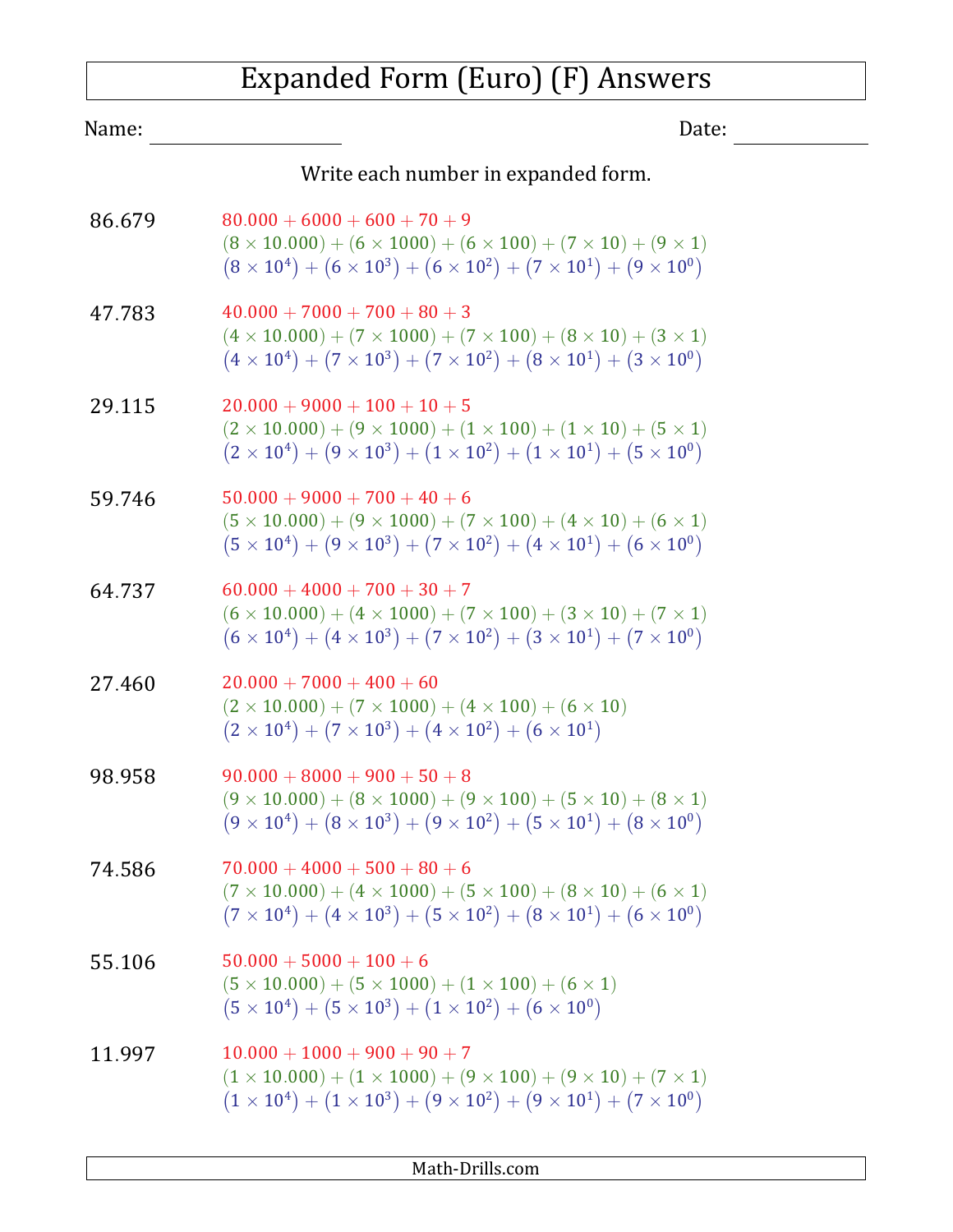# Expanded Form (Euro) (F) Answers

Name: ________________ Date: ____________

Write each number in expanded form.

86.679
$80.000 + 6000 + 600 + 70 + 9$
$(8 \times 10.000) + (6 \times 1000) + (6 \times 100) + (7 \times 10) + (9 \times 1)$
$(8 \times 10^4) + (6 \times 10^3) + (6 \times 10^2) + (7 \times 10^1) + (9 \times 10^0)$

47.783
$40.000 + 7000 + 700 + 80 + 3$
$(4 \times 10.000) + (7 \times 1000) + (7 \times 100) + (8 \times 10) + (3 \times 1)$
$(4 \times 10^4) + (7 \times 10^3) + (7 \times 10^2) + (8 \times 10^1) + (3 \times 10^0)$

29.115
$20.000 + 9000 + 100 + 10 + 5$
$(2 \times 10.000) + (9 \times 1000) + (1 \times 100) + (1 \times 10) + (5 \times 1)$
$(2 \times 10^4) + (9 \times 10^3) + (1 \times 10^2) + (1 \times 10^1) + (5 \times 10^0)$

59.746
$50.000 + 9000 + 700 + 40 + 6$
$(5 \times 10.000) + (9 \times 1000) + (7 \times 100) + (4 \times 10) + (6 \times 1)$
$(5 \times 10^4) + (9 \times 10^3) + (7 \times 10^2) + (4 \times 10^1) + (6 \times 10^0)$

64.737
$60.000 + 4000 + 700 + 30 + 7$
$(6 \times 10.000) + (4 \times 1000) + (7 \times 100) + (3 \times 10) + (7 \times 1)$
$(6 \times 10^4) + (4 \times 10^3) + (7 \times 10^2) + (3 \times 10^1) + (7 \times 10^0)$

27.460
$20.000 + 7000 + 400 + 60$
$(2 \times 10.000) + (7 \times 1000) + (4 \times 100) + (6 \times 10)$
$(2 \times 10^4) + (7 \times 10^3) + (4 \times 10^2) + (6 \times 10^1)$

98.958
$90.000 + 8000 + 900 + 50 + 8$
$(9 \times 10.000) + (8 \times 1000) + (9 \times 100) + (5 \times 10) + (8 \times 1)$
$(9 \times 10^4) + (8 \times 10^3) + (9 \times 10^2) + (5 \times 10^1) + (8 \times 10^0)$

74.586
$70.000 + 4000 + 500 + 80 + 6$
$(7 \times 10.000) + (4 \times 1000) + (5 \times 100) + (8 \times 10) + (6 \times 1)$
$(7 \times 10^4) + (4 \times 10^3) + (5 \times 10^2) + (8 \times 10^1) + (6 \times 10^0)$

55.106
$50.000 + 5000 + 100 + 6$
$(5 \times 10.000) + (5 \times 1000) + (1 \times 100) + (6 \times 1)$
$(5 \times 10^4) + (5 \times 10^3) + (1 \times 10^2) + (6 \times 10^0)$

11.997
$10.000 + 1000 + 900 + 90 + 7$
$(1 \times 10.000) + (1 \times 1000) + (9 \times 100) + (9 \times 10) + (7 \times 1)$
$(1 \times 10^4) + (1 \times 10^3) + (9 \times 10^2) + (9 \times 10^1) + (7 \times 10^0)$

Math-Drills.com